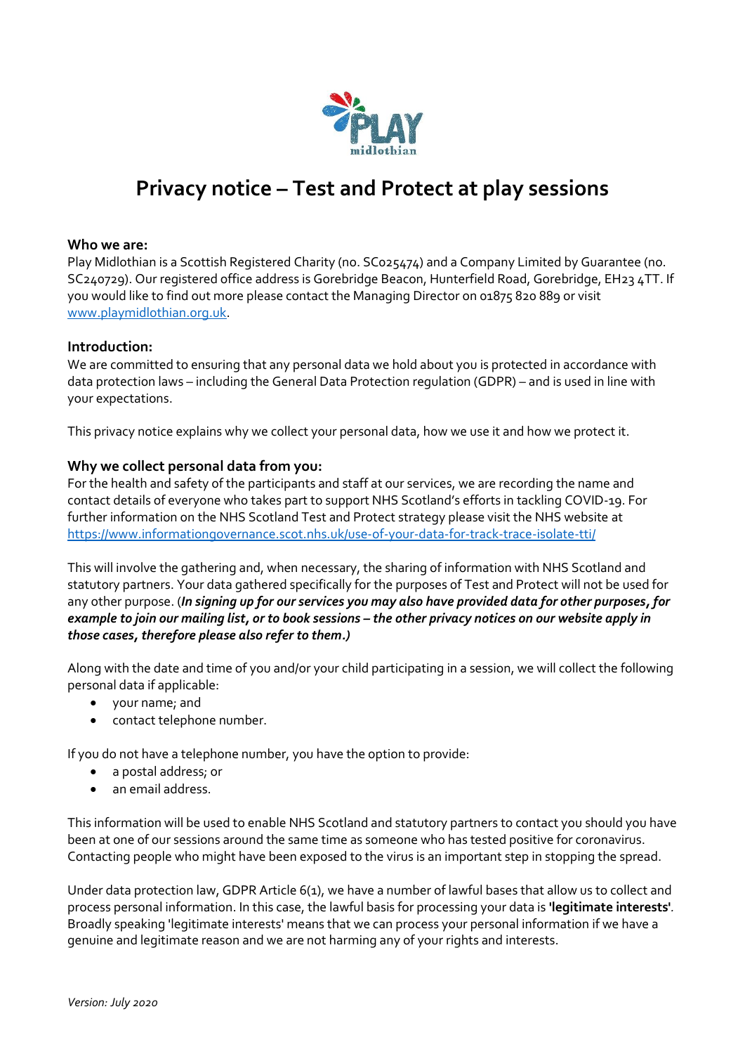# Privacy notice – Test and Protect at play sessions

**Who we are:**

Play Midlothian is a Scottish Registered Charity (no. SC025474) and a Company Limited by Guarantee (no. SC240729). Our registered office address is Gorebridge Beacon, Hunterfield Road, Gorebridge, EH23 4TT. If you would like to find out more please contact the Managing Director on 01875 820 889 or visit www.playmidlothian.org.uk.

**Introduction:**

We are committed to ensuring that any personal data we hold about you is protected in accordance with data protection laws – including the General Data Protection regulation (GDPR) – and is used in line with your expectations.

This privacy notice explains why we collect your personal data, how we use it and how we protect it.

**Why we collect personal data from you:**

For the health and safety of the participants and staff at our services, we are recording the name and contact details of everyone who takes part to support NHS Scotland's efforts in tackling COVID-19. For further information on the NHS Scotland Test and Protect strategy please visit the NHS website at https://www.informationgovernance.scot.nhs.uk/use-of-your-data-for-track-trace-isolate-tti/

This will involve the gathering and, when necessary, the sharing of information with NHS Scotland and statutory partners. Your data gathered specifically for the purposes of Test and Protect will not be used for any other purpose. (***In signing up for our services you may also have provided data for other purposes, for example to join our mailing list, or to book sessions – the other privacy notices on our website apply in those cases, therefore please also refer to them.)***

Along with the date and time of you and/or your child participating in a session, we will collect the following personal data if applicable:

- your name; and
- contact telephone number.

If you do not have a telephone number, you have the option to provide:

- a postal address; or
- an email address.

This information will be used to enable NHS Scotland and statutory partners to contact you should you have been at one of our sessions around the same time as someone who has tested positive for coronavirus. Contacting people who might have been exposed to the virus is an important step in stopping the spread.

Under data protection law, GDPR Article 6(1), we have a number of lawful bases that allow us to collect and process personal information. In this case, the lawful basis for processing your data is **'legitimate interests'**. Broadly speaking 'legitimate interests' means that we can process your personal information if we have a genuine and legitimate reason and we are not harming any of your rights and interests.

*Version: July 2020*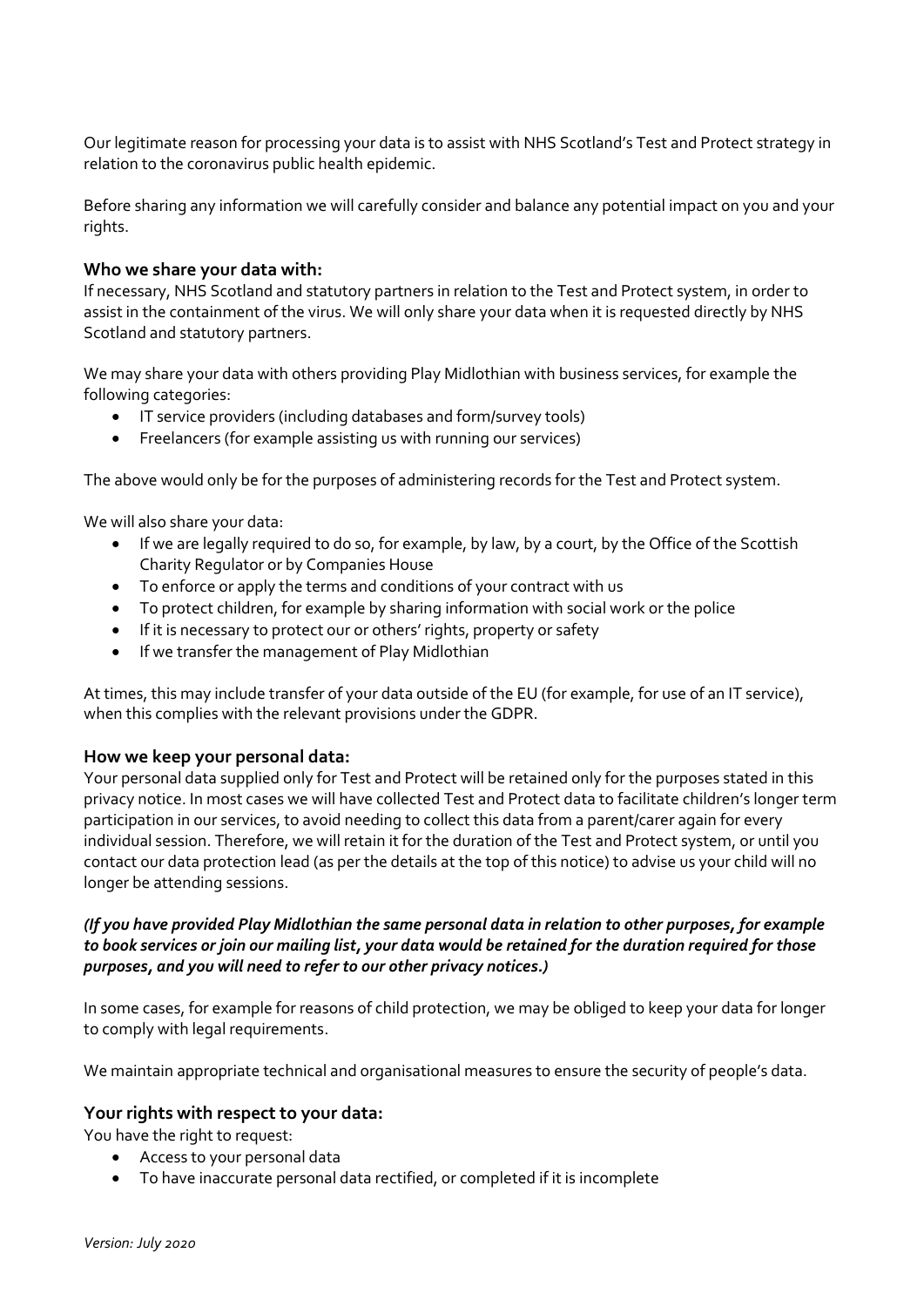Our legitimate reason for processing your data is to assist with NHS Scotland's Test and Protect strategy in relation to the coronavirus public health epidemic.

Before sharing any information we will carefully consider and balance any potential impact on you and your rights.

### Who we share your data with:

If necessary, NHS Scotland and statutory partners in relation to the Test and Protect system, in order to assist in the containment of the virus. We will only share your data when it is requested directly by NHS Scotland and statutory partners.

We may share your data with others providing Play Midlothian with business services, for example the following categories:

- IT service providers (including databases and form/survey tools)
- Freelancers (for example assisting us with running our services)

The above would only be for the purposes of administering records for the Test and Protect system.

We will also share your data:

- If we are legally required to do so, for example, by law, by a court, by the Office of the Scottish Charity Regulator or by Companies House
- To enforce or apply the terms and conditions of your contract with us
- To protect children, for example by sharing information with social work or the police
- If it is necessary to protect our or others' rights, property or safety
- If we transfer the management of Play Midlothian

At times, this may include transfer of your data outside of the EU (for example, for use of an IT service), when this complies with the relevant provisions under the GDPR.

### How we keep your personal data:

Your personal data supplied only for Test and Protect will be retained only for the purposes stated in this privacy notice. In most cases we will have collected Test and Protect data to facilitate children's longer term participation in our services, to avoid needing to collect this data from a parent/carer again for every individual session. Therefore, we will retain it for the duration of the Test and Protect system, or until you contact our data protection lead (as per the details at the top of this notice) to advise us your child will no longer be attending sessions.

***(If you have provided Play Midlothian the same personal data in relation to other purposes, for example to book services or join our mailing list, your data would be retained for the duration required for those purposes, and you will need to refer to our other privacy notices.)***

In some cases, for example for reasons of child protection, we may be obliged to keep your data for longer to comply with legal requirements.

We maintain appropriate technical and organisational measures to ensure the security of people's data.

### Your rights with respect to your data:

You have the right to request:

- Access to your personal data
- To have inaccurate personal data rectified, or completed if it is incomplete

*Version: July 2020*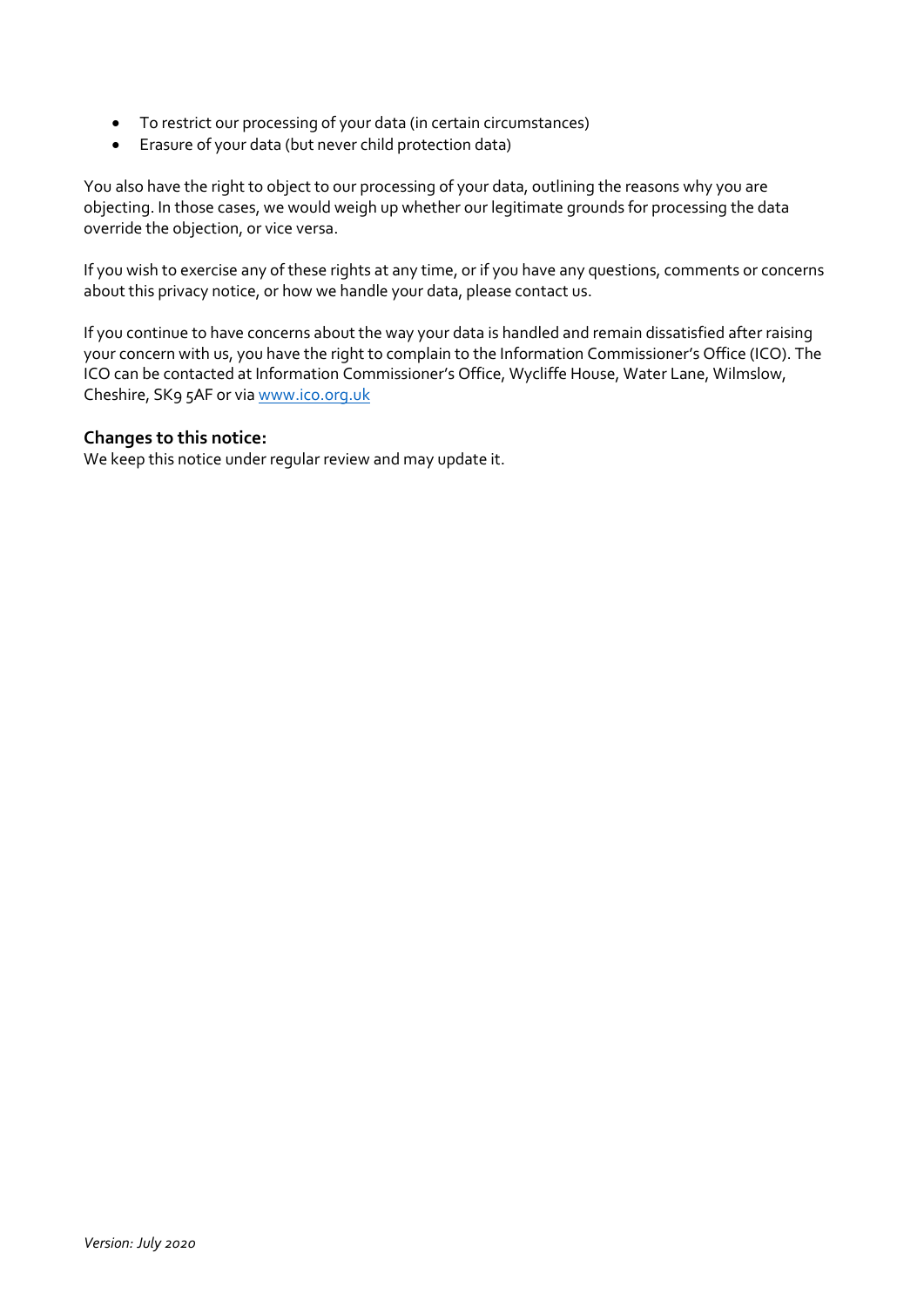- To restrict our processing of your data (in certain circumstances)
- Erasure of your data (but never child protection data)

You also have the right to object to our processing of your data, outlining the reasons why you are objecting. In those cases, we would weigh up whether our legitimate grounds for processing the data override the objection, or vice versa.

If you wish to exercise any of these rights at any time, or if you have any questions, comments or concerns about this privacy notice, or how we handle your data, please contact us.

If you continue to have concerns about the way your data is handled and remain dissatisfied after raising your concern with us, you have the right to complain to the Information Commissioner's Office (ICO). The ICO can be contacted at Information Commissioner's Office, Wycliffe House, Water Lane, Wilmslow, Cheshire, SK9 5AF or via [www.ico.org.uk](http://www.ico.org.uk)

**Changes to this notice:**
We keep this notice under regular review and may update it.

*Version: July 2020*